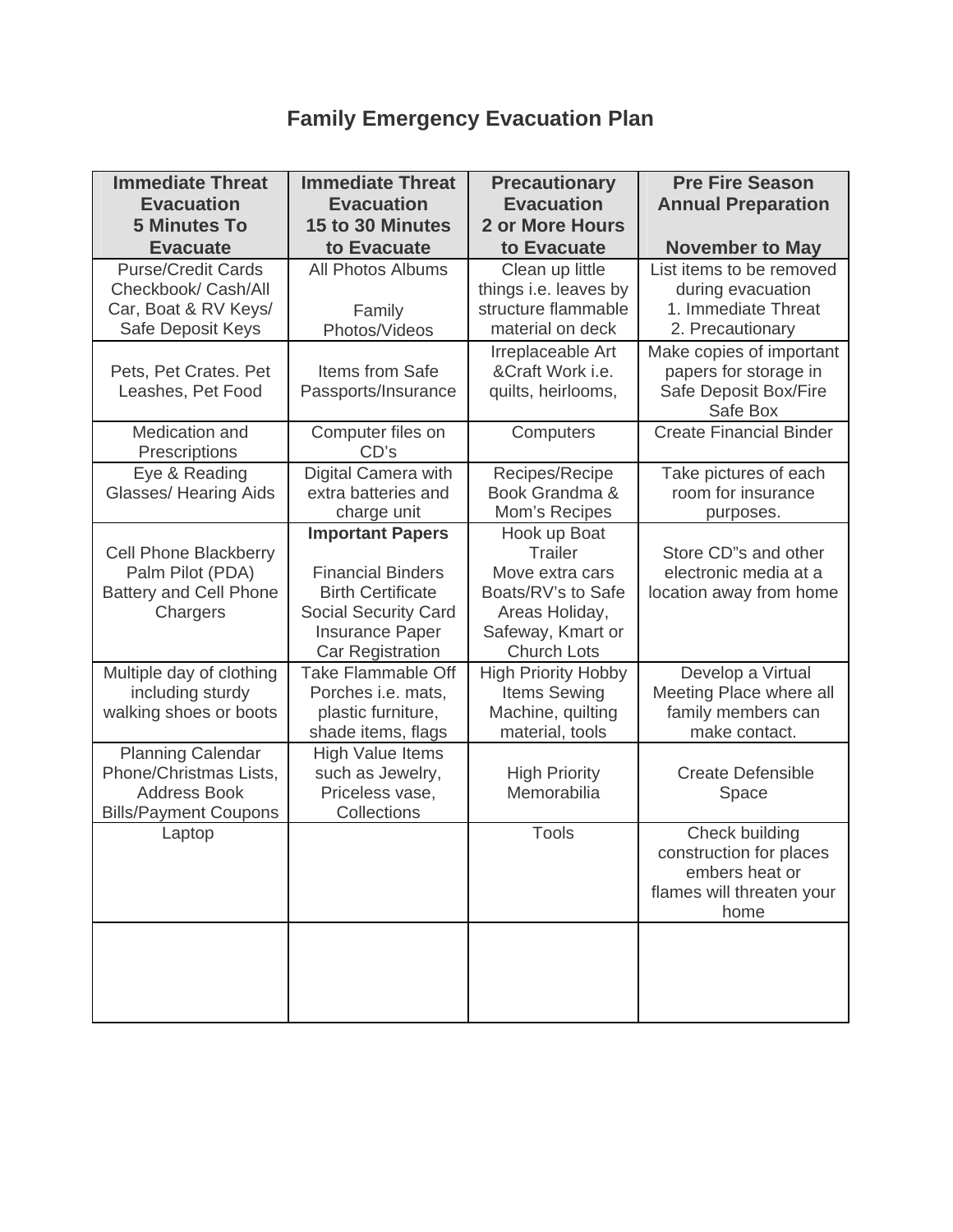# Family Emergency Evacuation Plan

| Immediate Threat Evacuation 5 Minutes To Evacuate | Immediate Threat Evacuation 15 to 30 Minutes to Evacuate | Precautionary Evacuation 2 or More Hours to Evacuate | Pre Fire Season Annual Preparation November to May |
|---|---|---|---|
| Purse/Credit Cards Checkbook/ Cash/All Car, Boat & RV Keys/ Safe Deposit Keys | All Photos Albums<br><br>Family Photos/Videos | Clean up little things i.e. leaves by structure flammable material on deck | List items to be removed during evacuation<br>1. Immediate Threat<br>2. Precautionary |
| Pets, Pet Crates. Pet Leashes, Pet Food | Items from Safe Passports/Insurance | Irreplaceable Art &Craft Work i.e. quilts, heirlooms, | Make copies of important papers for storage in Safe Deposit Box/Fire Safe Box |
| Medication and Prescriptions | Computer files on CD's | Computers | Create Financial Binder |
| Eye & Reading Glasses/ Hearing Aids | Digital Camera with extra batteries and charge unit | Recipes/Recipe Book Grandma & Mom's Recipes | Take pictures of each room for insurance purposes. |
| Cell Phone Blackberry Palm Pilot (PDA) Battery and Cell Phone Chargers | **Important Papers**<br><br>Financial Binders<br>Birth Certificate<br>Social Security Card<br>Insurance Paper<br>Car Registration | Hook up Boat Trailer<br>Move extra cars Boats/RV's to Safe Areas Holiday, Safeway, Kmart or Church Lots | Store CD"s and other electronic media at a location away from home |
| Multiple day of clothing including sturdy walking shoes or boots | Take Flammable Off Porches i.e. mats, plastic furniture, shade items, flags | High Priority Hobby Items Sewing Machine, quilting material, tools | Develop a Virtual Meeting Place where all family members can make contact. |
| Planning Calendar Phone/Christmas Lists, Address Book Bills/Payment Coupons | High Value Items such as Jewelry, Priceless vase, Collections | High Priority Memorabilia | Create Defensible Space |
| Laptop | | Tools | Check building construction for places embers heat or flames will threaten your home |
| | | | |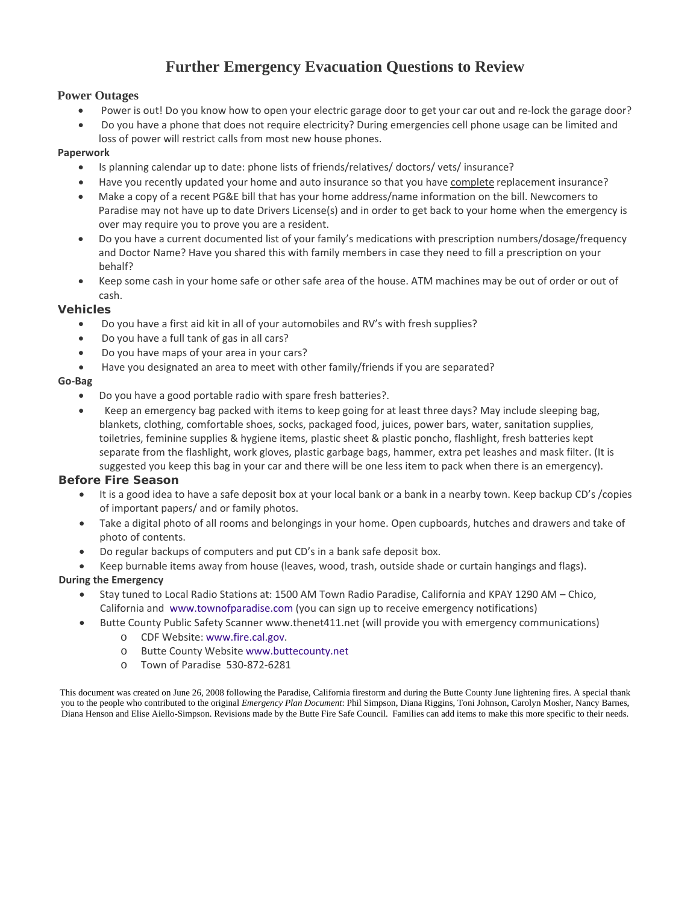# Further Emergency Evacuation Questions to Review

## Power Outages

- Power is out! Do you know how to open your electric garage door to get your car out and re-lock the garage door?
- Do you have a phone that does not require electricity? During emergencies cell phone usage can be limited and loss of power will restrict calls from most new house phones.

### Paperwork

- Is planning calendar up to date: phone lists of friends/relatives/ doctors/ vets/ insurance?
- Have you recently updated your home and auto insurance so that you have <u>complete</u> replacement insurance?
- Make a copy of a recent PG&E bill that has your home address/name information on the bill. Newcomers to Paradise may not have up to date Drivers License(s) and in order to get back to your home when the emergency is over may require you to prove you are a resident.
- Do you have a current documented list of your family's medications with prescription numbers/dosage/frequency and Doctor Name? Have you shared this with family members in case they need to fill a prescription on your behalf?
- Keep some cash in your home safe or other safe area of the house. ATM machines may be out of order or out of cash.

## Vehicles

- Do you have a first aid kit in all of your automobiles and RV's with fresh supplies?
- Do you have a full tank of gas in all cars?
- Do you have maps of your area in your cars?
- Have you designated an area to meet with other family/friends if you are separated?

### Go-Bag

- Do you have a good portable radio with spare fresh batteries?.
- Keep an emergency bag packed with items to keep going for at least three days? May include sleeping bag, blankets, clothing, comfortable shoes, socks, packaged food, juices, power bars, water, sanitation supplies, toiletries, feminine supplies & hygiene items, plastic sheet & plastic poncho, flashlight, fresh batteries kept separate from the flashlight, work gloves, plastic garbage bags, hammer, extra pet leashes and mask filter. (It is suggested you keep this bag in your car and there will be one less item to pack when there is an emergency).

## Before Fire Season

- It is a good idea to have a safe deposit box at your local bank or a bank in a nearby town. Keep backup CD's /copies of important papers/ and or family photos.
- Take a digital photo of all rooms and belongings in your home. Open cupboards, hutches and drawers and take of photo of contents.
- Do regular backups of computers and put CD's in a bank safe deposit box.
- Keep burnable items away from house (leaves, wood, trash, outside shade or curtain hangings and flags).

### During the Emergency

- Stay tuned to Local Radio Stations at: 1500 AM Town Radio Paradise, California and KPAY 1290 AM – Chico, California and www.townofparadise.com (you can sign up to receive emergency notifications)
- Butte County Public Safety Scanner www.thenet411.net (will provide you with emergency communications)
  - CDF Website: www.fire.cal.gov.
  - Butte County Website www.buttecounty.net
  - Town of Paradise 530-872-6281

This document was created on June 26, 2008 following the Paradise, California firestorm and during the Butte County June lightening fires. A special thank you to the people who contributed to the original *Emergency Plan Document*: Phil Simpson, Diana Riggins, Toni Johnson, Carolyn Mosher, Nancy Barnes, Diana Henson and Elise Aiello-Simpson. Revisions made by the Butte Fire Safe Council. Families can add items to make this more specific to their needs.